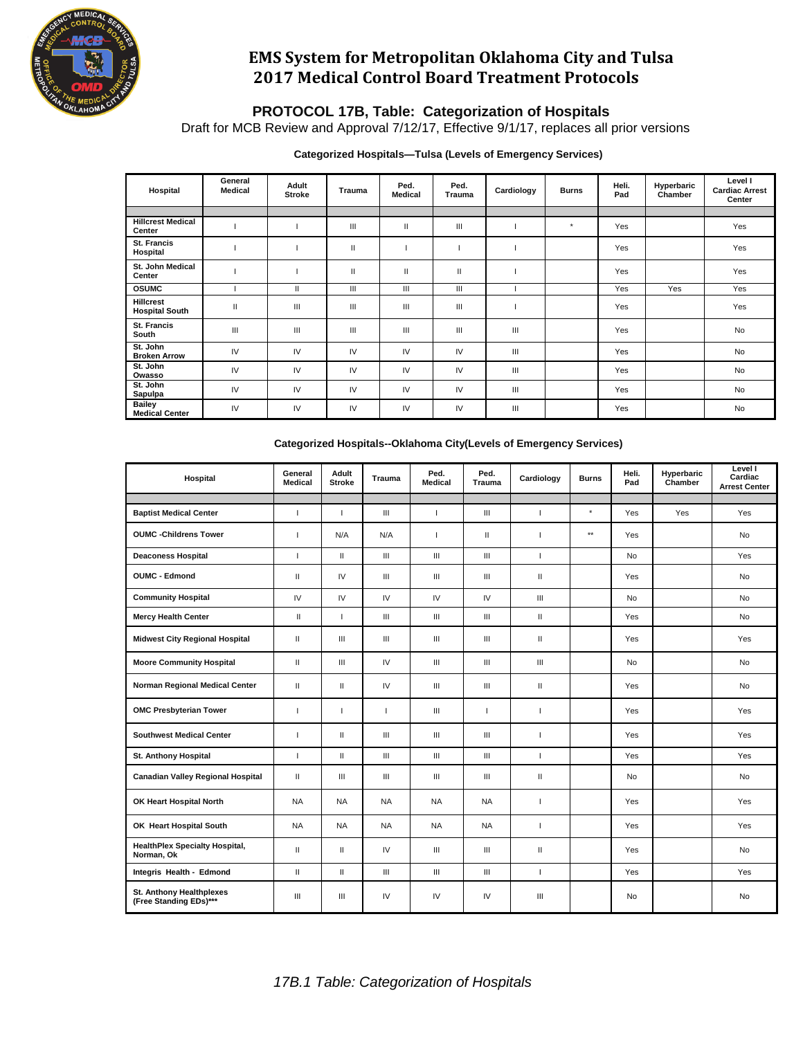# EMS System for Metropolitan Oklahoma City and Tulsa
# 2017 Medical Control Board Treatment Protocols

## PROTOCOL 17B, Table: Categorization of Hospitals

Draft for MCB Review and Approval 7/12/17, Effective 9/1/17, replaces all prior versions

**Categorized Hospitals—Tulsa (Levels of Emergency Services)**

| Hospital | General Medical | Adult Stroke | Trauma | Ped. Medical | Ped. Trauma | Cardiology | Burns | Heli. Pad | Hyperbaric Chamber | Level I Cardiac Arrest Center |
|---|---|---|---|---|---|---|---|---|---|---|
| Hillcrest Medical Center | I | I | III | II | III | I | * | Yes | | Yes |
| St. Francis Hospital | I | I | II | I | I | I | | Yes | | Yes |
| St. John Medical Center | I | I | II | II | II | I | | Yes | | Yes |
| OSUMC | I | II | III | III | III | I | | Yes | Yes | Yes |
| Hillcrest Hospital South | II | III | III | III | III | I | | Yes | | Yes |
| St. Francis South | III | III | III | III | III | III | | Yes | | No |
| St. John Broken Arrow | IV | IV | IV | IV | IV | III | | Yes | | No |
| St. John Owasso | IV | IV | IV | IV | IV | III | | Yes | | No |
| St. John Sapulpa | IV | IV | IV | IV | IV | III | | Yes | | No |
| Bailey Medical Center | IV | IV | IV | IV | IV | III | | Yes | | No |

**Categorized Hospitals--Oklahoma City(Levels of Emergency Services)**

| Hospital | General Medical | Adult Stroke | Trauma | Ped. Medical | Ped. Trauma | Cardiology | Burns | Heli. Pad | Hyperbaric Chamber | Level I Cardiac Arrest Center |
|---|---|---|---|---|---|---|---|---|---|---|
| Baptist Medical Center | I | I | III | I | III | I | * | Yes | Yes | Yes |
| OUMC -Childrens Tower | I | N/A | N/A | I | II | I | ** | Yes | | No |
| Deaconess Hospital | I | II | III | III | III | I | | No | | Yes |
| OUMC - Edmond | II | IV | III | III | III | II | | Yes | | No |
| Community Hospital | IV | IV | IV | IV | IV | III | | No | | No |
| Mercy Health Center | II | I | III | III | III | II | | Yes | | No |
| Midwest City Regional Hospital | II | III | III | III | III | II | | Yes | | Yes |
| Moore Community Hospital | II | III | IV | III | III | III | | No | | No |
| Norman Regional Medical Center | II | II | IV | III | III | II | | Yes | | No |
| OMC Presbyterian Tower | I | I | I | III | I | I | | Yes | | Yes |
| Southwest Medical Center | I | II | III | III | III | I | | Yes | | Yes |
| St. Anthony Hospital | I | II | III | III | III | I | | Yes | | Yes |
| Canadian Valley Regional Hospital | II | III | III | III | III | II | | No | | No |
| OK Heart Hospital North | NA | NA | NA | NA | NA | I | | Yes | | Yes |
| OK Heart Hospital South | NA | NA | NA | NA | NA | I | | Yes | | Yes |
| HealthPlex Specialty Hospital, Norman, Ok | II | II | IV | III | III | II | | Yes | | No |
| Integris Health - Edmond | II | II | III | III | III | I | | Yes | | Yes |
| St. Anthony Healthplexes (Free Standing EDs)*** | III | III | IV | IV | IV | III | | No | | No |

*17B.1 Table: Categorization of Hospitals*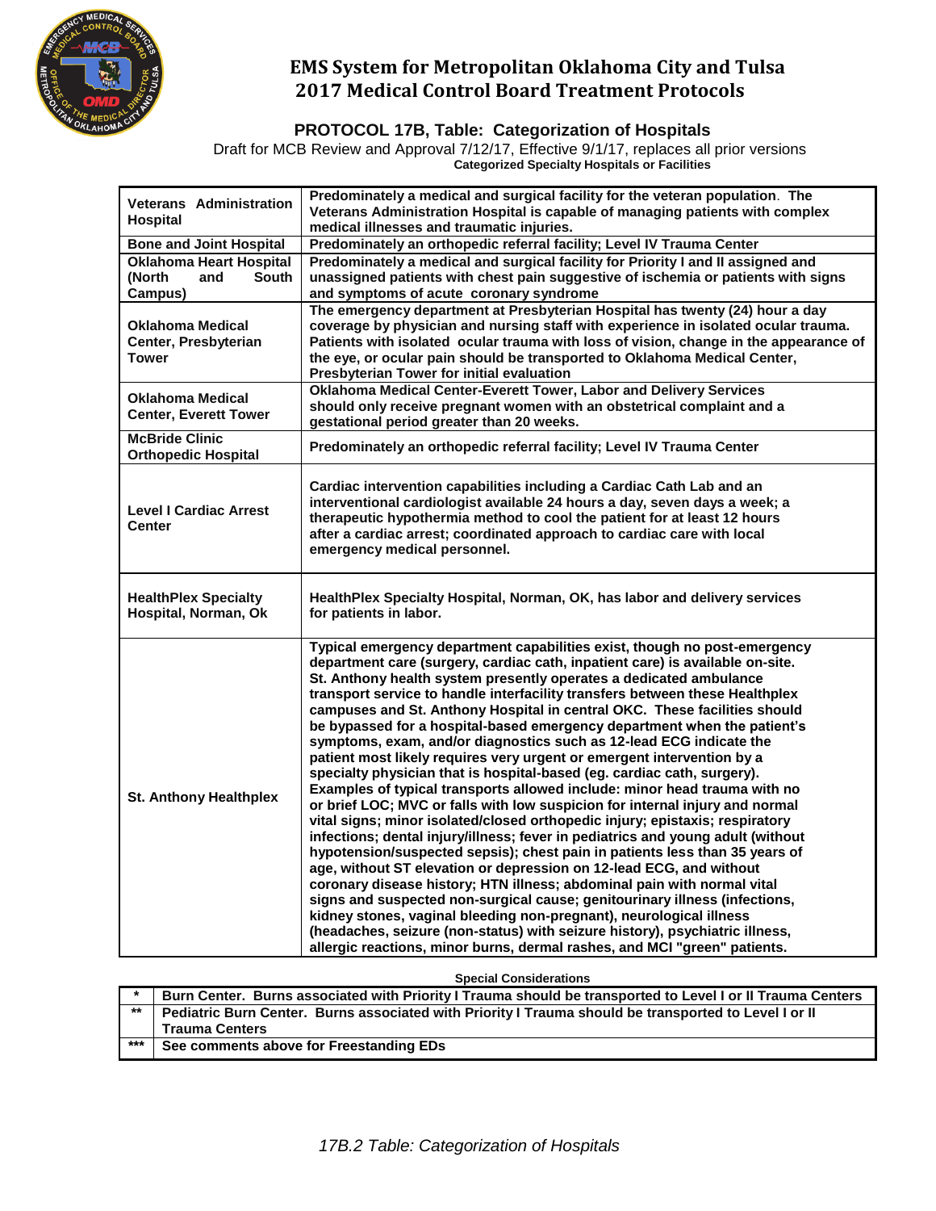# EMS System for Metropolitan Oklahoma City and Tulsa
# 2017 Medical Control Board Treatment Protocols

## PROTOCOL 17B, Table: Categorization of Hospitals

Draft for MCB Review and Approval 7/12/17, Effective 9/1/17, replaces all prior versions

**Categorized Specialty Hospitals or Facilities**

| | |
|---|---|
| **Veterans Administration Hospital** | **Predominately a medical and surgical facility for the veteran population. The Veterans Administration Hospital is capable of managing patients with complex medical illnesses and traumatic injuries.** |
| **Bone and Joint Hospital** | **Predominately an orthopedic referral facility; Level IV Trauma Center** |
| **Oklahoma Heart Hospital (North and South Campus)** | **Predominately a medical and surgical facility for Priority I and II assigned and unassigned patients with chest pain suggestive of ischemia or patients with signs and symptoms of acute coronary syndrome** |
| **Oklahoma Medical Center, Presbyterian Tower** | **The emergency department at Presbyterian Hospital has twenty (24) hour a day coverage by physician and nursing staff with experience in isolated ocular trauma. Patients with isolated ocular trauma with loss of vision, change in the appearance of the eye, or ocular pain should be transported to Oklahoma Medical Center, Presbyterian Tower for initial evaluation** |
| **Oklahoma Medical Center, Everett Tower** | **Oklahoma Medical Center-Everett Tower, Labor and Delivery Services should only receive pregnant women with an obstetrical complaint and a gestational period greater than 20 weeks.** |
| **McBride Clinic Orthopedic Hospital** | **Predominately an orthopedic referral facility; Level IV Trauma Center** |
| **Level I Cardiac Arrest Center** | **Cardiac intervention capabilities including a Cardiac Cath Lab and an interventional cardiologist available 24 hours a day, seven days a week; a therapeutic hypothermia method to cool the patient for at least 12 hours after a cardiac arrest; coordinated approach to cardiac care with local emergency medical personnel.** |
| **HealthPlex Specialty Hospital, Norman, Ok** | **HealthPlex Specialty Hospital, Norman, OK, has labor and delivery services for patients in labor.** |
| **St. Anthony Healthplex** | **Typical emergency department capabilities exist, though no post-emergency department care (surgery, cardiac cath, inpatient care) is available on-site. St. Anthony health system presently operates a dedicated ambulance transport service to handle interfacility transfers between these Healthplex campuses and St. Anthony Hospital in central OKC. These facilities should be bypassed for a hospital-based emergency department when the patient's symptoms, exam, and/or diagnostics such as 12-lead ECG indicate the patient most likely requires very urgent or emergent intervention by a specialty physician that is hospital-based (eg. cardiac cath, surgery). Examples of typical transports allowed include: minor head trauma with no or brief LOC; MVC or falls with low suspicion for internal injury and normal vital signs; minor isolated/closed orthopedic injury; epistaxis; respiratory infections; dental injury/illness; fever in pediatrics and young adult (without hypotension/suspected sepsis); chest pain in patients less than 35 years of age, without ST elevation or depression on 12-lead ECG, and without coronary disease history; HTN illness; abdominal pain with normal vital signs and suspected non-surgical cause; genitourinary illness (infections, kidney stones, vaginal bleeding non-pregnant), neurological illness (headaches, seizure (non-status) with seizure history), psychiatric illness, allergic reactions, minor burns, dermal rashes, and MCI "green" patients.** |

**Special Considerations**

| | |
|---|---|
| * | **Burn Center. Burns associated with Priority I Trauma should be transported to Level I or II Trauma Centers** |
| ** | **Pediatric Burn Center. Burns associated with Priority I Trauma should be transported to Level I or II Trauma Centers** |
| *** | **See comments above for Freestanding EDs** |

*17B.2 Table: Categorization of Hospitals*